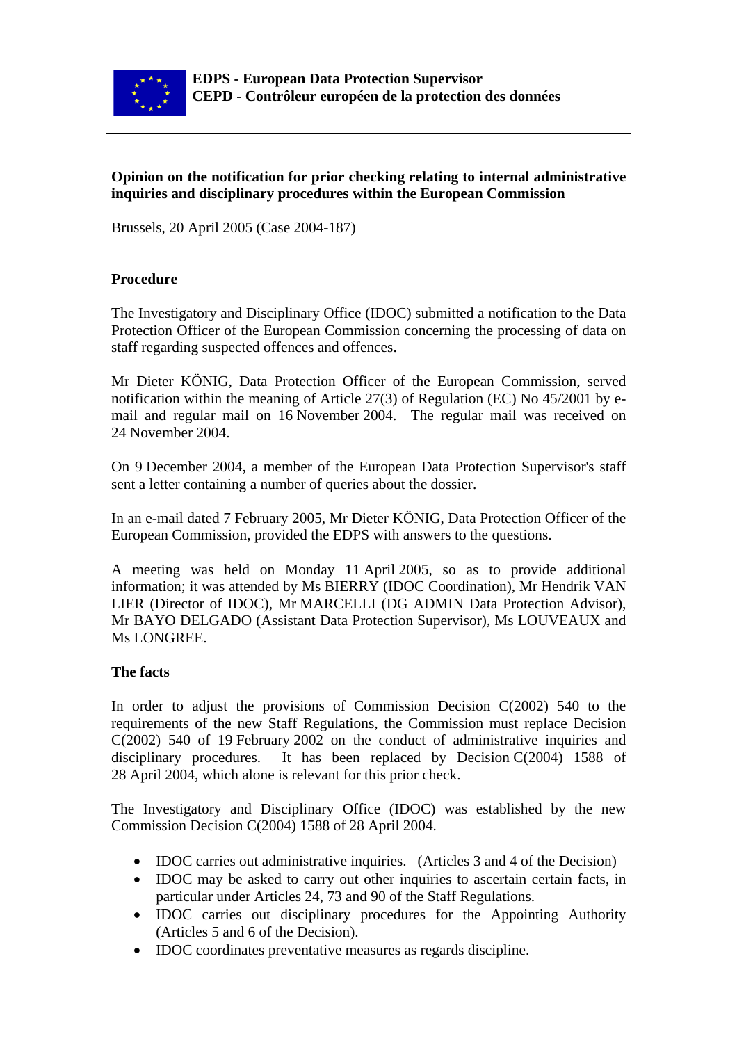**EDPS - European Data Protection Supervisor**
**CEPD - Contrôleur européen de la protection des données**

---

**Opinion on the notification for prior checking relating to internal administrative inquiries and disciplinary procedures within the European Commission**

Brussels, 20 April 2005 (Case 2004-187)

## Procedure

The Investigatory and Disciplinary Office (IDOC) submitted a notification to the Data Protection Officer of the European Commission concerning the processing of data on staff regarding suspected offences and offences.

Mr Dieter KÖNIG, Data Protection Officer of the European Commission, served notification within the meaning of Article 27(3) of Regulation (EC) No 45/2001 by e-mail and regular mail on 16 November 2004. The regular mail was received on 24 November 2004.

On 9 December 2004, a member of the European Data Protection Supervisor's staff sent a letter containing a number of queries about the dossier.

In an e-mail dated 7 February 2005, Mr Dieter KÖNIG, Data Protection Officer of the European Commission, provided the EDPS with answers to the questions.

A meeting was held on Monday 11 April 2005, so as to provide additional information; it was attended by Ms BIERRY (IDOC Coordination), Mr Hendrik VAN LIER (Director of IDOC), Mr MARCELLI (DG ADMIN Data Protection Advisor), Mr BAYO DELGADO (Assistant Data Protection Supervisor), Ms LOUVEAUX and Ms LONGREE.

## The facts

In order to adjust the provisions of Commission Decision C(2002) 540 to the requirements of the new Staff Regulations, the Commission must replace Decision C(2002) 540 of 19 February 2002 on the conduct of administrative inquiries and disciplinary procedures. It has been replaced by Decision C(2004) 1588 of 28 April 2004, which alone is relevant for this prior check.

The Investigatory and Disciplinary Office (IDOC) was established by the new Commission Decision C(2004) 1588 of 28 April 2004.

- IDOC carries out administrative inquiries. (Articles 3 and 4 of the Decision)
- IDOC may be asked to carry out other inquiries to ascertain certain facts, in particular under Articles 24, 73 and 90 of the Staff Regulations.
- IDOC carries out disciplinary procedures for the Appointing Authority (Articles 5 and 6 of the Decision).
- IDOC coordinates preventative measures as regards discipline.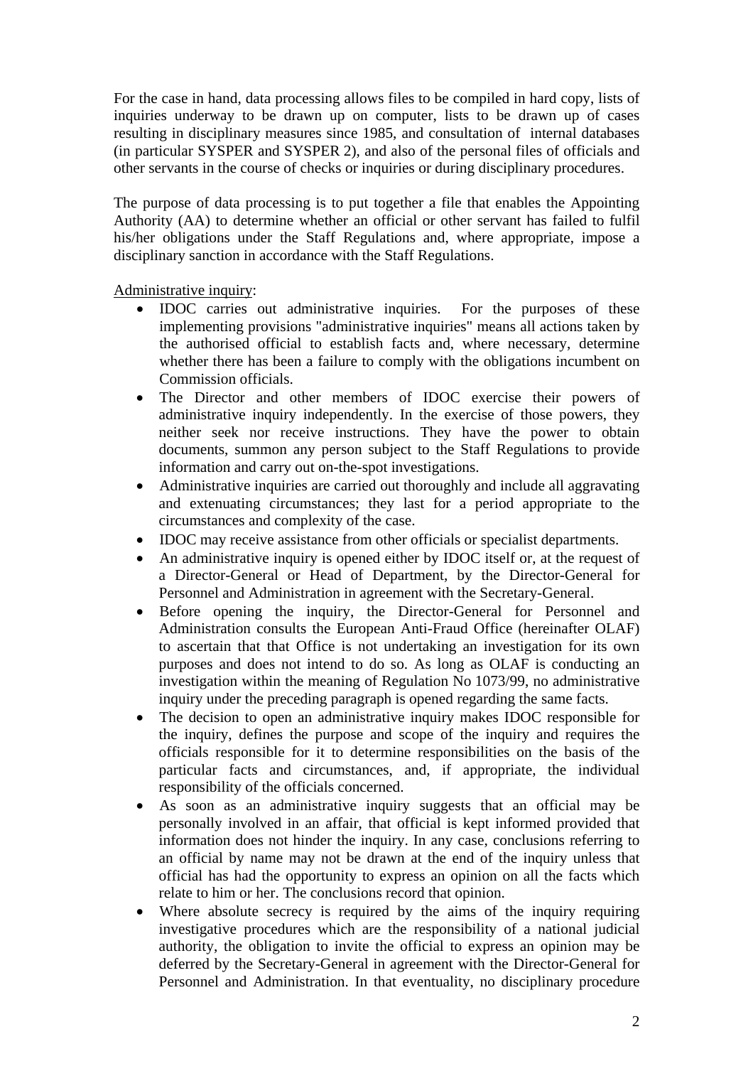For the case in hand, data processing allows files to be compiled in hard copy, lists of inquiries underway to be drawn up on computer, lists to be drawn up of cases resulting in disciplinary measures since 1985, and consultation of internal databases (in particular SYSPER and SYSPER 2), and also of the personal files of officials and other servants in the course of checks or inquiries or during disciplinary procedures.

The purpose of data processing is to put together a file that enables the Appointing Authority (AA) to determine whether an official or other servant has failed to fulfil his/her obligations under the Staff Regulations and, where appropriate, impose a disciplinary sanction in accordance with the Staff Regulations.

Administrative inquiry:

- IDOC carries out administrative inquiries. For the purposes of these implementing provisions "administrative inquiries" means all actions taken by the authorised official to establish facts and, where necessary, determine whether there has been a failure to comply with the obligations incumbent on Commission officials.
- The Director and other members of IDOC exercise their powers of administrative inquiry independently. In the exercise of those powers, they neither seek nor receive instructions. They have the power to obtain documents, summon any person subject to the Staff Regulations to provide information and carry out on-the-spot investigations.
- Administrative inquiries are carried out thoroughly and include all aggravating and extenuating circumstances; they last for a period appropriate to the circumstances and complexity of the case.
- IDOC may receive assistance from other officials or specialist departments.
- An administrative inquiry is opened either by IDOC itself or, at the request of a Director-General or Head of Department, by the Director-General for Personnel and Administration in agreement with the Secretary-General.
- Before opening the inquiry, the Director-General for Personnel and Administration consults the European Anti-Fraud Office (hereinafter OLAF) to ascertain that that Office is not undertaking an investigation for its own purposes and does not intend to do so. As long as OLAF is conducting an investigation within the meaning of Regulation No 1073/99, no administrative inquiry under the preceding paragraph is opened regarding the same facts.
- The decision to open an administrative inquiry makes IDOC responsible for the inquiry, defines the purpose and scope of the inquiry and requires the officials responsible for it to determine responsibilities on the basis of the particular facts and circumstances, and, if appropriate, the individual responsibility of the officials concerned.
- As soon as an administrative inquiry suggests that an official may be personally involved in an affair, that official is kept informed provided that information does not hinder the inquiry. In any case, conclusions referring to an official by name may not be drawn at the end of the inquiry unless that official has had the opportunity to express an opinion on all the facts which relate to him or her. The conclusions record that opinion.
- Where absolute secrecy is required by the aims of the inquiry requiring investigative procedures which are the responsibility of a national judicial authority, the obligation to invite the official to express an opinion may be deferred by the Secretary-General in agreement with the Director-General for Personnel and Administration. In that eventuality, no disciplinary procedure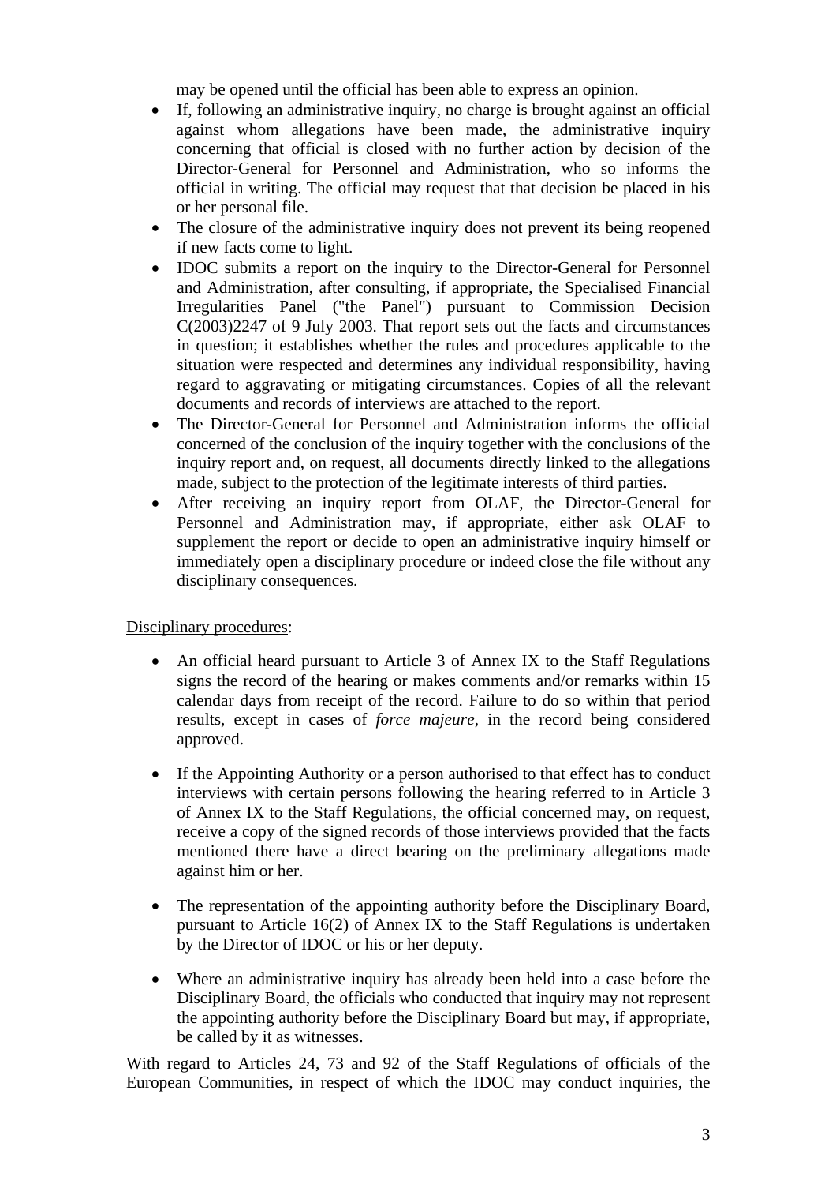may be opened until the official has been able to express an opinion.

- If, following an administrative inquiry, no charge is brought against an official against whom allegations have been made, the administrative inquiry concerning that official is closed with no further action by decision of the Director-General for Personnel and Administration, who so informs the official in writing. The official may request that that decision be placed in his or her personal file.
- The closure of the administrative inquiry does not prevent its being reopened if new facts come to light.
- IDOC submits a report on the inquiry to the Director-General for Personnel and Administration, after consulting, if appropriate, the Specialised Financial Irregularities Panel ("the Panel") pursuant to Commission Decision C(2003)2247 of 9 July 2003. That report sets out the facts and circumstances in question; it establishes whether the rules and procedures applicable to the situation were respected and determines any individual responsibility, having regard to aggravating or mitigating circumstances. Copies of all the relevant documents and records of interviews are attached to the report.
- The Director-General for Personnel and Administration informs the official concerned of the conclusion of the inquiry together with the conclusions of the inquiry report and, on request, all documents directly linked to the allegations made, subject to the protection of the legitimate interests of third parties.
- After receiving an inquiry report from OLAF, the Director-General for Personnel and Administration may, if appropriate, either ask OLAF to supplement the report or decide to open an administrative inquiry himself or immediately open a disciplinary procedure or indeed close the file without any disciplinary consequences.

Disciplinary procedures:

- An official heard pursuant to Article 3 of Annex IX to the Staff Regulations signs the record of the hearing or makes comments and/or remarks within 15 calendar days from receipt of the record. Failure to do so within that period results, except in cases of *force majeure*, in the record being considered approved.

- If the Appointing Authority or a person authorised to that effect has to conduct interviews with certain persons following the hearing referred to in Article 3 of Annex IX to the Staff Regulations, the official concerned may, on request, receive a copy of the signed records of those interviews provided that the facts mentioned there have a direct bearing on the preliminary allegations made against him or her.

- The representation of the appointing authority before the Disciplinary Board, pursuant to Article 16(2) of Annex IX to the Staff Regulations is undertaken by the Director of IDOC or his or her deputy.

- Where an administrative inquiry has already been held into a case before the Disciplinary Board, the officials who conducted that inquiry may not represent the appointing authority before the Disciplinary Board but may, if appropriate, be called by it as witnesses.

With regard to Articles 24, 73 and 92 of the Staff Regulations of officials of the European Communities, in respect of which the IDOC may conduct inquiries, the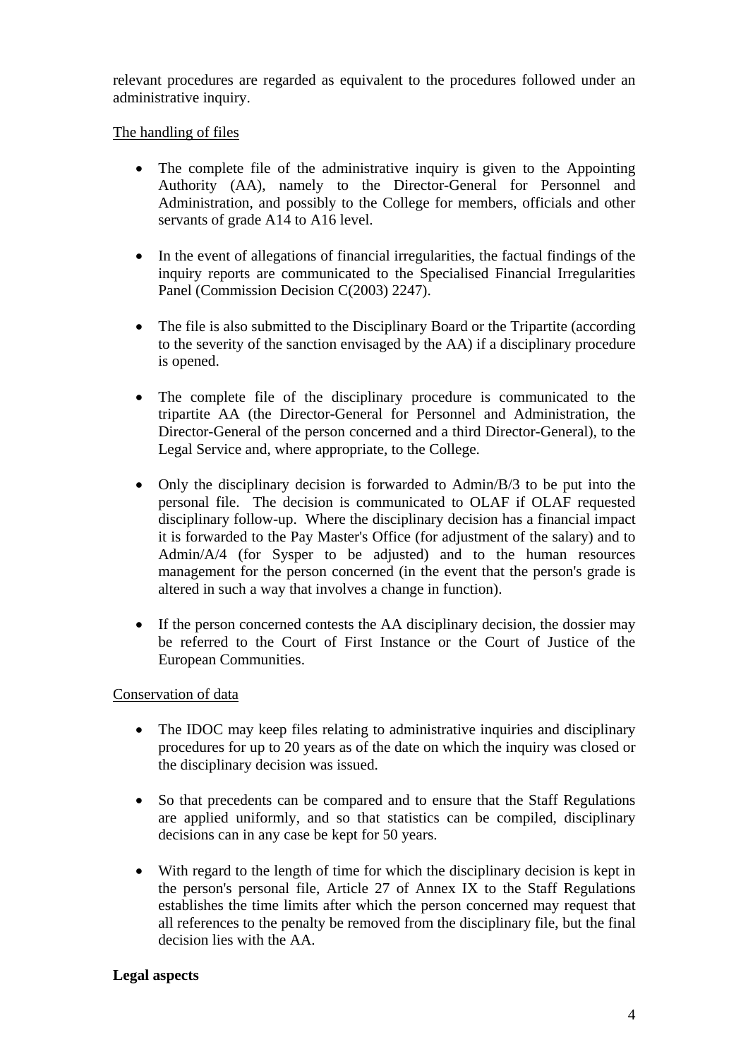relevant procedures are regarded as equivalent to the procedures followed under an administrative inquiry.

<u>The handling of files</u>

- The complete file of the administrative inquiry is given to the Appointing Authority (AA), namely to the Director-General for Personnel and Administration, and possibly to the College for members, officials and other servants of grade A14 to A16 level.
- In the event of allegations of financial irregularities, the factual findings of the inquiry reports are communicated to the Specialised Financial Irregularities Panel (Commission Decision C(2003) 2247).
- The file is also submitted to the Disciplinary Board or the Tripartite (according to the severity of the sanction envisaged by the AA) if a disciplinary procedure is opened.
- The complete file of the disciplinary procedure is communicated to the tripartite AA (the Director-General for Personnel and Administration, the Director-General of the person concerned and a third Director-General), to the Legal Service and, where appropriate, to the College.
- Only the disciplinary decision is forwarded to Admin/B/3 to be put into the personal file. The decision is communicated to OLAF if OLAF requested disciplinary follow-up. Where the disciplinary decision has a financial impact it is forwarded to the Pay Master's Office (for adjustment of the salary) and to Admin/A/4 (for Sysper to be adjusted) and to the human resources management for the person concerned (in the event that the person's grade is altered in such a way that involves a change in function).
- If the person concerned contests the AA disciplinary decision, the dossier may be referred to the Court of First Instance or the Court of Justice of the European Communities.

<u>Conservation of data</u>

- The IDOC may keep files relating to administrative inquiries and disciplinary procedures for up to 20 years as of the date on which the inquiry was closed or the disciplinary decision was issued.
- So that precedents can be compared and to ensure that the Staff Regulations are applied uniformly, and so that statistics can be compiled, disciplinary decisions can in any case be kept for 50 years.
- With regard to the length of time for which the disciplinary decision is kept in the person's personal file, Article 27 of Annex IX to the Staff Regulations establishes the time limits after which the person concerned may request that all references to the penalty be removed from the disciplinary file, but the final decision lies with the AA.

**Legal aspects**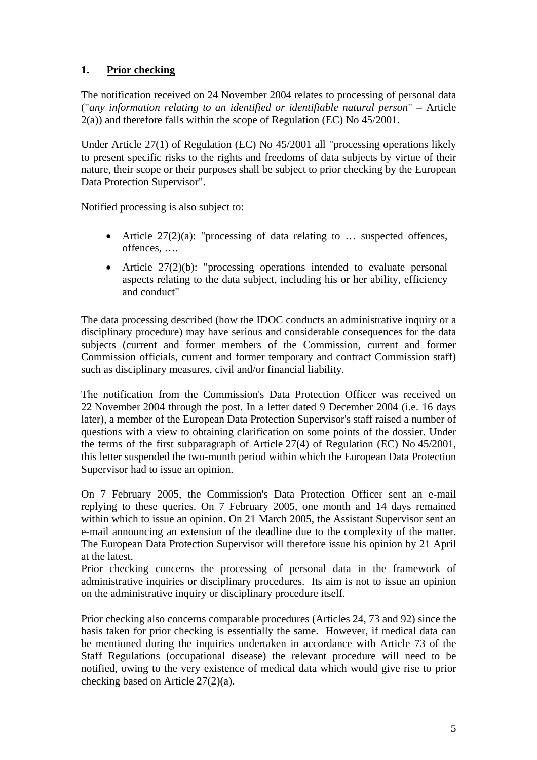## 1. Prior checking

The notification received on 24 November 2004 relates to processing of personal data ("*any information relating to an identified or identifiable natural person*" – Article 2(a)) and therefore falls within the scope of Regulation (EC) No 45/2001.

Under Article 27(1) of Regulation (EC) No 45/2001 all "processing operations likely to present specific risks to the rights and freedoms of data subjects by virtue of their nature, their scope or their purposes shall be subject to prior checking by the European Data Protection Supervisor".

Notified processing is also subject to:

- Article 27(2)(a): "processing of data relating to … suspected offences, offences, ….
- Article 27(2)(b): "processing operations intended to evaluate personal aspects relating to the data subject, including his or her ability, efficiency and conduct"

The data processing described (how the IDOC conducts an administrative inquiry or a disciplinary procedure) may have serious and considerable consequences for the data subjects (current and former members of the Commission, current and former Commission officials, current and former temporary and contract Commission staff) such as disciplinary measures, civil and/or financial liability.

The notification from the Commission's Data Protection Officer was received on 22 November 2004 through the post. In a letter dated 9 December 2004 (i.e. 16 days later), a member of the European Data Protection Supervisor's staff raised a number of questions with a view to obtaining clarification on some points of the dossier. Under the terms of the first subparagraph of Article 27(4) of Regulation (EC) No 45/2001, this letter suspended the two-month period within which the European Data Protection Supervisor had to issue an opinion.

On 7 February 2005, the Commission's Data Protection Officer sent an e-mail replying to these queries. On 7 February 2005, one month and 14 days remained within which to issue an opinion. On 21 March 2005, the Assistant Supervisor sent an e-mail announcing an extension of the deadline due to the complexity of the matter. The European Data Protection Supervisor will therefore issue his opinion by 21 April at the latest.
Prior checking concerns the processing of personal data in the framework of administrative inquiries or disciplinary procedures. Its aim is not to issue an opinion on the administrative inquiry or disciplinary procedure itself.

Prior checking also concerns comparable procedures (Articles 24, 73 and 92) since the basis taken for prior checking is essentially the same. However, if medical data can be mentioned during the inquiries undertaken in accordance with Article 73 of the Staff Regulations (occupational disease) the relevant procedure will need to be notified, owing to the very existence of medical data which would give rise to prior checking based on Article 27(2)(a).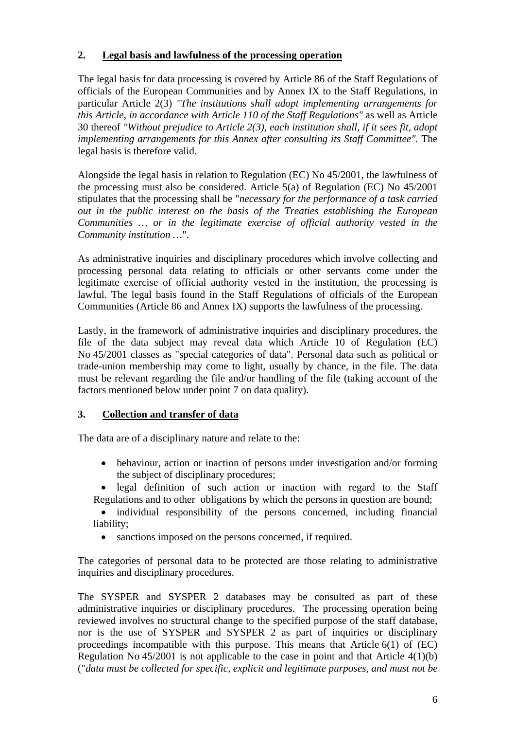## 2. Legal basis and lawfulness of the processing operation

The legal basis for data processing is covered by Article 86 of the Staff Regulations of officials of the European Communities and by Annex IX to the Staff Regulations, in particular Article 2(3) *"The institutions shall adopt implementing arrangements for this Article, in accordance with Article 110 of the Staff Regulations"* as well as Article 30 thereof *"Without prejudice to Article 2(3), each institution shall, if it sees fit, adopt implementing arrangements for this Annex after consulting its Staff Committee".* The legal basis is therefore valid.

Alongside the legal basis in relation to Regulation (EC) No 45/2001, the lawfulness of the processing must also be considered. Article 5(a) of Regulation (EC) No 45/2001 stipulates that the processing shall be "*necessary for the performance of a task carried out in the public interest on the basis of the Treaties establishing the European Communities … or in the legitimate exercise of official authority vested in the Community institution* …".

As administrative inquiries and disciplinary procedures which involve collecting and processing personal data relating to officials or other servants come under the legitimate exercise of official authority vested in the institution, the processing is lawful. The legal basis found in the Staff Regulations of officials of the European Communities (Article 86 and Annex IX) supports the lawfulness of the processing.

Lastly, in the framework of administrative inquiries and disciplinary procedures, the file of the data subject may reveal data which Article 10 of Regulation (EC) No 45/2001 classes as "special categories of data". Personal data such as political or trade-union membership may come to light, usually by chance, in the file. The data must be relevant regarding the file and/or handling of the file (taking account of the factors mentioned below under point 7 on data quality).

## 3. Collection and transfer of data

The data are of a disciplinary nature and relate to the:

- behaviour, action or inaction of persons under investigation and/or forming the subject of disciplinary procedures;
- legal definition of such action or inaction with regard to the Staff Regulations and to other obligations by which the persons in question are bound;
- individual responsibility of the persons concerned, including financial liability;
- sanctions imposed on the persons concerned, if required.

The categories of personal data to be protected are those relating to administrative inquiries and disciplinary procedures.

The SYSPER and SYSPER 2 databases may be consulted as part of these administrative inquiries or disciplinary procedures. The processing operation being reviewed involves no structural change to the specified purpose of the staff database, nor is the use of SYSPER and SYSPER 2 as part of inquiries or disciplinary proceedings incompatible with this purpose. This means that Article 6(1) of (EC) Regulation No 45/2001 is not applicable to the case in point and that Article 4(1)(b) ("*data must be collected for specific, explicit and legitimate purposes, and must not be*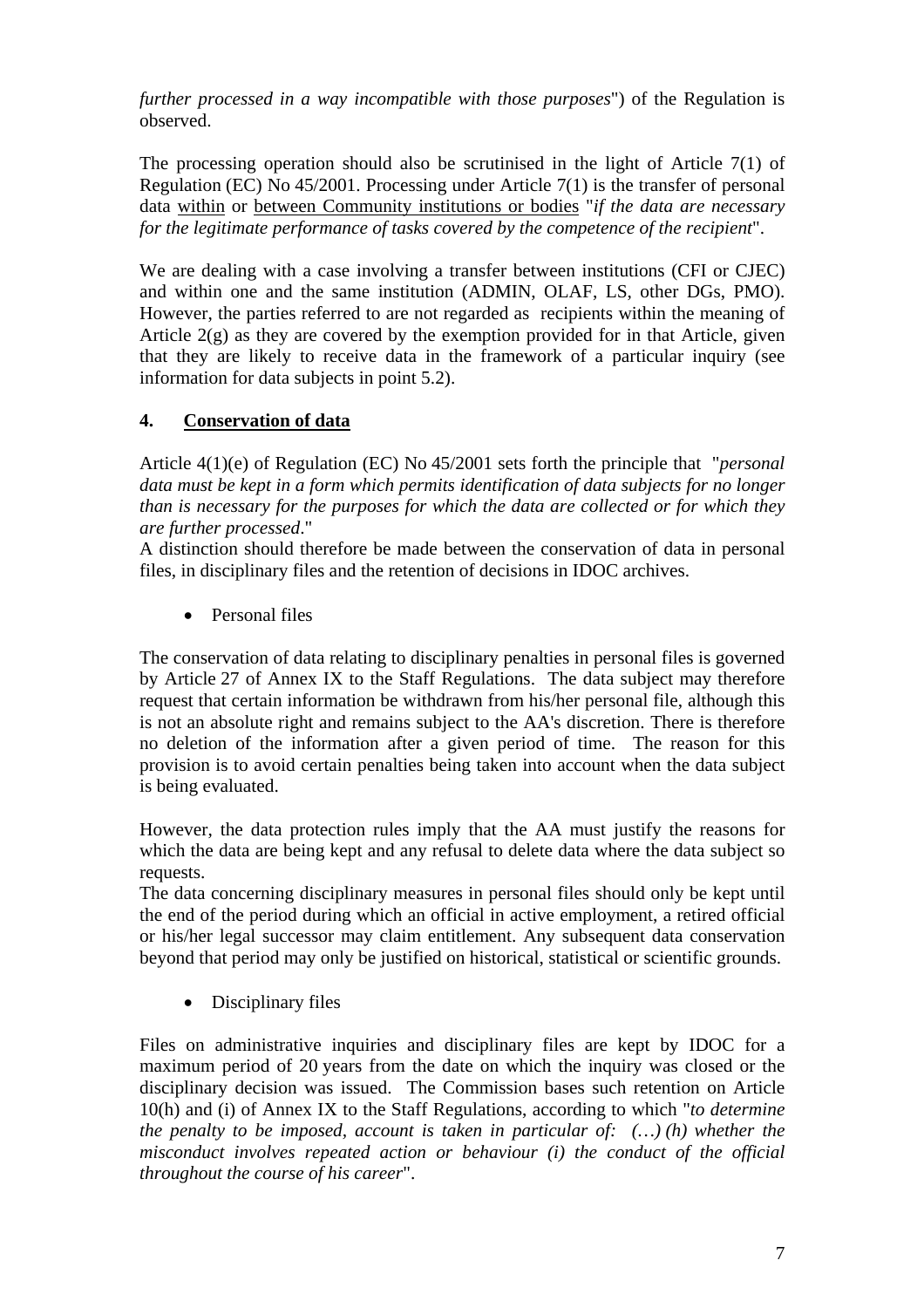*further processed in a way incompatible with those purposes*") of the Regulation is observed.

The processing operation should also be scrutinised in the light of Article 7(1) of Regulation (EC) No 45/2001. Processing under Article 7(1) is the transfer of personal data <u>within</u> or <u>between Community institutions or bodies</u> "*if the data are necessary for the legitimate performance of tasks covered by the competence of the recipient*".

We are dealing with a case involving a transfer between institutions (CFI or CJEC) and within one and the same institution (ADMIN, OLAF, LS, other DGs, PMO). However, the parties referred to are not regarded as recipients within the meaning of Article 2(g) as they are covered by the exemption provided for in that Article, given that they are likely to receive data in the framework of a particular inquiry (see information for data subjects in point 5.2).

## 4. <u>Conservation of data</u>

Article 4(1)(e) of Regulation (EC) No 45/2001 sets forth the principle that "*personal data must be kept in a form which permits identification of data subjects for no longer than is necessary for the purposes for which the data are collected or for which they are further processed*."

A distinction should therefore be made between the conservation of data in personal files, in disciplinary files and the retention of decisions in IDOC archives.

- Personal files

The conservation of data relating to disciplinary penalties in personal files is governed by Article 27 of Annex IX to the Staff Regulations. The data subject may therefore request that certain information be withdrawn from his/her personal file, although this is not an absolute right and remains subject to the AA's discretion. There is therefore no deletion of the information after a given period of time. The reason for this provision is to avoid certain penalties being taken into account when the data subject is being evaluated.

However, the data protection rules imply that the AA must justify the reasons for which the data are being kept and any refusal to delete data where the data subject so requests.

The data concerning disciplinary measures in personal files should only be kept until the end of the period during which an official in active employment, a retired official or his/her legal successor may claim entitlement. Any subsequent data conservation beyond that period may only be justified on historical, statistical or scientific grounds.

- Disciplinary files

Files on administrative inquiries and disciplinary files are kept by IDOC for a maximum period of 20 years from the date on which the inquiry was closed or the disciplinary decision was issued. The Commission bases such retention on Article 10(h) and (i) of Annex IX to the Staff Regulations, according to which "*to determine the penalty to be imposed, account is taken in particular of: (…) (h) whether the misconduct involves repeated action or behaviour (i) the conduct of the official throughout the course of his career*".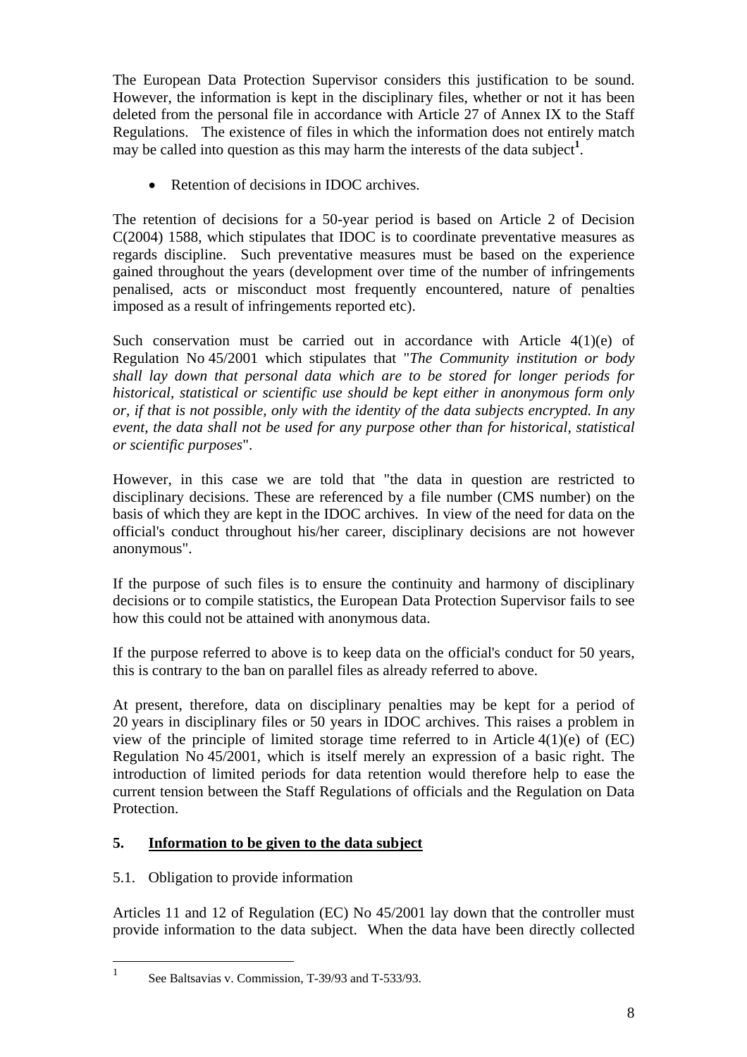The European Data Protection Supervisor considers this justification to be sound. However, the information is kept in the disciplinary files, whether or not it has been deleted from the personal file in accordance with Article 27 of Annex IX to the Staff Regulations. The existence of files in which the information does not entirely match may be called into question as this may harm the interests of the data subject[1].

- Retention of decisions in IDOC archives.

The retention of decisions for a 50-year period is based on Article 2 of Decision C(2004) 1588, which stipulates that IDOC is to coordinate preventative measures as regards discipline. Such preventative measures must be based on the experience gained throughout the years (development over time of the number of infringements penalised, acts or misconduct most frequently encountered, nature of penalties imposed as a result of infringements reported etc).

Such conservation must be carried out in accordance with Article 4(1)(e) of Regulation No 45/2001 which stipulates that "*The Community institution or body shall lay down that personal data which are to be stored for longer periods for historical, statistical or scientific use should be kept either in anonymous form only or, if that is not possible, only with the identity of the data subjects encrypted. In any event, the data shall not be used for any purpose other than for historical, statistical or scientific purposes*".

However, in this case we are told that "the data in question are restricted to disciplinary decisions. These are referenced by a file number (CMS number) on the basis of which they are kept in the IDOC archives. In view of the need for data on the official's conduct throughout his/her career, disciplinary decisions are not however anonymous".

If the purpose of such files is to ensure the continuity and harmony of disciplinary decisions or to compile statistics, the European Data Protection Supervisor fails to see how this could not be attained with anonymous data.

If the purpose referred to above is to keep data on the official's conduct for 50 years, this is contrary to the ban on parallel files as already referred to above.

At present, therefore, data on disciplinary penalties may be kept for a period of 20 years in disciplinary files or 50 years in IDOC archives. This raises a problem in view of the principle of limited storage time referred to in Article 4(1)(e) of (EC) Regulation No 45/2001, which is itself merely an expression of a basic right. The introduction of limited periods for data retention would therefore help to ease the current tension between the Staff Regulations of officials and the Regulation on Data Protection.

## 5. Information to be given to the data subject

### 5.1. Obligation to provide information

Articles 11 and 12 of Regulation (EC) No 45/2001 lay down that the controller must provide information to the data subject. When the data have been directly collected

[1] See Baltsavias v. Commission, T-39/93 and T-533/93.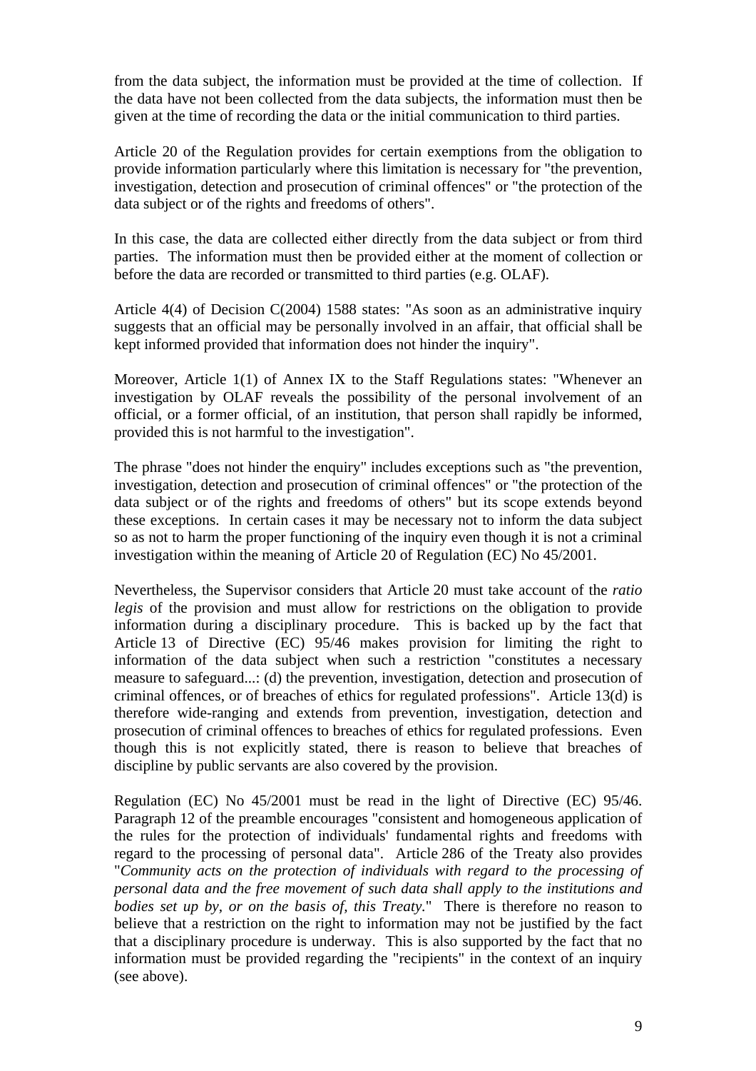from the data subject, the information must be provided at the time of collection. If the data have not been collected from the data subjects, the information must then be given at the time of recording the data or the initial communication to third parties.

Article 20 of the Regulation provides for certain exemptions from the obligation to provide information particularly where this limitation is necessary for "the prevention, investigation, detection and prosecution of criminal offences" or "the protection of the data subject or of the rights and freedoms of others".

In this case, the data are collected either directly from the data subject or from third parties. The information must then be provided either at the moment of collection or before the data are recorded or transmitted to third parties (e.g. OLAF).

Article 4(4) of Decision C(2004) 1588 states: "As soon as an administrative inquiry suggests that an official may be personally involved in an affair, that official shall be kept informed provided that information does not hinder the inquiry".

Moreover, Article 1(1) of Annex IX to the Staff Regulations states: "Whenever an investigation by OLAF reveals the possibility of the personal involvement of an official, or a former official, of an institution, that person shall rapidly be informed, provided this is not harmful to the investigation".

The phrase "does not hinder the enquiry" includes exceptions such as "the prevention, investigation, detection and prosecution of criminal offences" or "the protection of the data subject or of the rights and freedoms of others" but its scope extends beyond these exceptions. In certain cases it may be necessary not to inform the data subject so as not to harm the proper functioning of the inquiry even though it is not a criminal investigation within the meaning of Article 20 of Regulation (EC) No 45/2001.

Nevertheless, the Supervisor considers that Article 20 must take account of the *ratio legis* of the provision and must allow for restrictions on the obligation to provide information during a disciplinary procedure. This is backed up by the fact that Article 13 of Directive (EC) 95/46 makes provision for limiting the right to information of the data subject when such a restriction "constitutes a necessary measure to safeguard...: (d) the prevention, investigation, detection and prosecution of criminal offences, or of breaches of ethics for regulated professions". Article 13(d) is therefore wide-ranging and extends from prevention, investigation, detection and prosecution of criminal offences to breaches of ethics for regulated professions. Even though this is not explicitly stated, there is reason to believe that breaches of discipline by public servants are also covered by the provision.

Regulation (EC) No 45/2001 must be read in the light of Directive (EC) 95/46. Paragraph 12 of the preamble encourages "consistent and homogeneous application of the rules for the protection of individuals' fundamental rights and freedoms with regard to the processing of personal data". Article 286 of the Treaty also provides "*Community acts on the protection of individuals with regard to the processing of personal data and the free movement of such data shall apply to the institutions and bodies set up by, or on the basis of, this Treaty.*" There is therefore no reason to believe that a restriction on the right to information may not be justified by the fact that a disciplinary procedure is underway. This is also supported by the fact that no information must be provided regarding the "recipients" in the context of an inquiry (see above).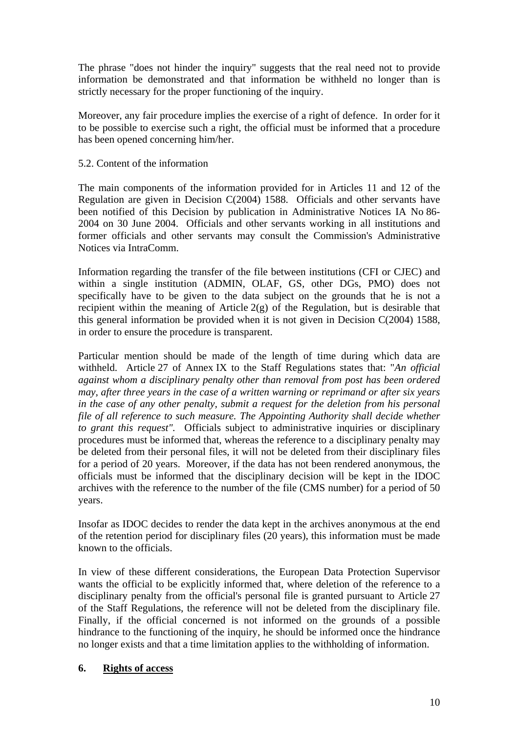The phrase "does not hinder the inquiry" suggests that the real need not to provide information be demonstrated and that information be withheld no longer than is strictly necessary for the proper functioning of the inquiry.

Moreover, any fair procedure implies the exercise of a right of defence. In order for it to be possible to exercise such a right, the official must be informed that a procedure has been opened concerning him/her.

5.2. Content of the information

The main components of the information provided for in Articles 11 and 12 of the Regulation are given in Decision C(2004) 1588. Officials and other servants have been notified of this Decision by publication in Administrative Notices IA No 86-2004 on 30 June 2004. Officials and other servants working in all institutions and former officials and other servants may consult the Commission's Administrative Notices via IntraComm.

Information regarding the transfer of the file between institutions (CFI or CJEC) and within a single institution (ADMIN, OLAF, GS, other DGs, PMO) does not specifically have to be given to the data subject on the grounds that he is not a recipient within the meaning of Article 2(g) of the Regulation, but is desirable that this general information be provided when it is not given in Decision C(2004) 1588, in order to ensure the procedure is transparent.

Particular mention should be made of the length of time during which data are withheld. Article 27 of Annex IX to the Staff Regulations states that: "*An official against whom a disciplinary penalty other than removal from post has been ordered may, after three years in the case of a written warning or reprimand or after six years in the case of any other penalty, submit a request for the deletion from his personal file of all reference to such measure. The Appointing Authority shall decide whether to grant this request".* Officials subject to administrative inquiries or disciplinary procedures must be informed that, whereas the reference to a disciplinary penalty may be deleted from their personal files, it will not be deleted from their disciplinary files for a period of 20 years. Moreover, if the data has not been rendered anonymous, the officials must be informed that the disciplinary decision will be kept in the IDOC archives with the reference to the number of the file (CMS number) for a period of 50 years.

Insofar as IDOC decides to render the data kept in the archives anonymous at the end of the retention period for disciplinary files (20 years), this information must be made known to the officials.

In view of these different considerations, the European Data Protection Supervisor wants the official to be explicitly informed that, where deletion of the reference to a disciplinary penalty from the official's personal file is granted pursuant to Article 27 of the Staff Regulations, the reference will not be deleted from the disciplinary file. Finally, if the official concerned is not informed on the grounds of a possible hindrance to the functioning of the inquiry, he should be informed once the hindrance no longer exists and that a time limitation applies to the withholding of information.

## 6. Rights of access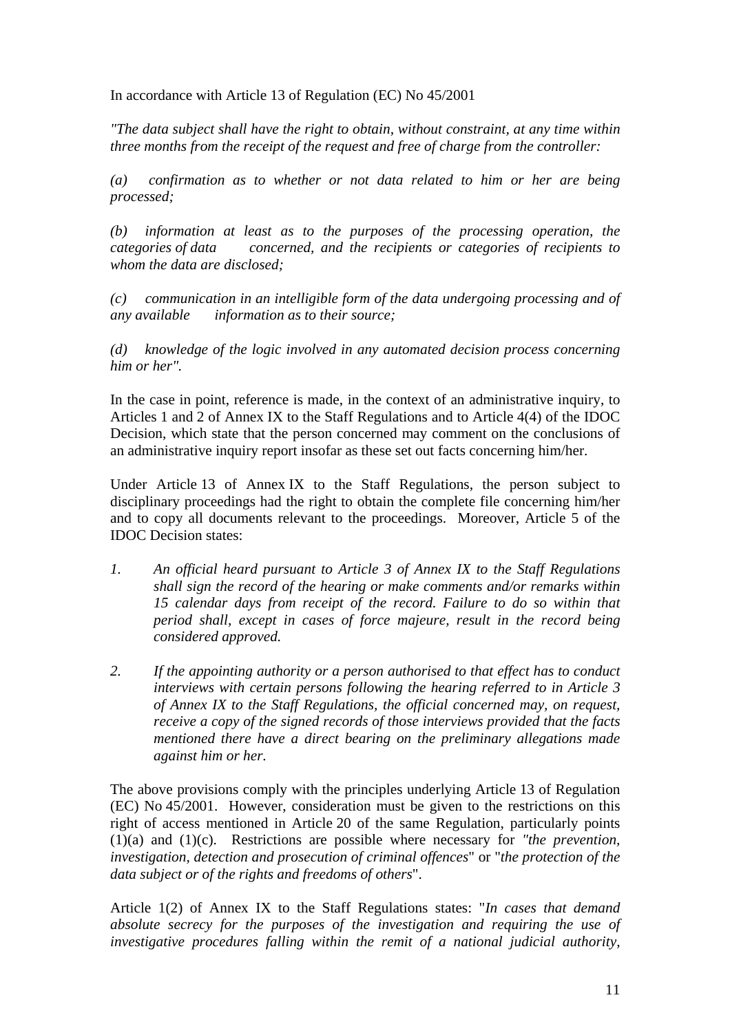In accordance with Article 13 of Regulation (EC) No 45/2001

*"The data subject shall have the right to obtain, without constraint, at any time within three months from the receipt of the request and free of charge from the controller:*

*(a) confirmation as to whether or not data related to him or her are being processed;*

*(b) information at least as to the purposes of the processing operation, the categories of data concerned, and the recipients or categories of recipients to whom the data are disclosed;*

*(c) communication in an intelligible form of the data undergoing processing and of any available information as to their source;*

*(d) knowledge of the logic involved in any automated decision process concerning him or her".*

In the case in point, reference is made, in the context of an administrative inquiry, to Articles 1 and 2 of Annex IX to the Staff Regulations and to Article 4(4) of the IDOC Decision, which state that the person concerned may comment on the conclusions of an administrative inquiry report insofar as these set out facts concerning him/her.

Under Article 13 of Annex IX to the Staff Regulations, the person subject to disciplinary proceedings had the right to obtain the complete file concerning him/her and to copy all documents relevant to the proceedings. Moreover, Article 5 of the IDOC Decision states:

1. *An official heard pursuant to Article 3 of Annex IX to the Staff Regulations shall sign the record of the hearing or make comments and/or remarks within 15 calendar days from receipt of the record. Failure to do so within that period shall, except in cases of force majeure, result in the record being considered approved.*

2. *If the appointing authority or a person authorised to that effect has to conduct interviews with certain persons following the hearing referred to in Article 3 of Annex IX to the Staff Regulations, the official concerned may, on request, receive a copy of the signed records of those interviews provided that the facts mentioned there have a direct bearing on the preliminary allegations made against him or her.*

The above provisions comply with the principles underlying Article 13 of Regulation (EC) No 45/2001. However, consideration must be given to the restrictions on this right of access mentioned in Article 20 of the same Regulation, particularly points (1)(a) and (1)(c). Restrictions are possible where necessary for *"the prevention, investigation, detection and prosecution of criminal offences*" or "*the protection of the data subject or of the rights and freedoms of others*".

Article 1(2) of Annex IX to the Staff Regulations states: "*In cases that demand absolute secrecy for the purposes of the investigation and requiring the use of investigative procedures falling within the remit of a national judicial authority,*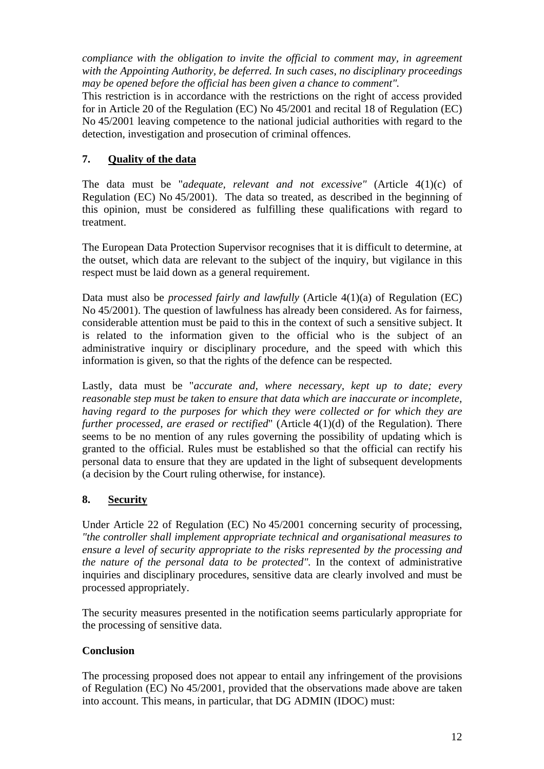*compliance with the obligation to invite the official to comment may, in agreement with the Appointing Authority, be deferred. In such cases, no disciplinary proceedings may be opened before the official has been given a chance to comment".*

This restriction is in accordance with the restrictions on the right of access provided for in Article 20 of the Regulation (EC) No 45/2001 and recital 18 of Regulation (EC) No 45/2001 leaving competence to the national judicial authorities with regard to the detection, investigation and prosecution of criminal offences.

## 7. Quality of the data

The data must be "*adequate, relevant and not excessive"* (Article 4(1)(c) of Regulation (EC) No 45/2001). The data so treated, as described in the beginning of this opinion, must be considered as fulfilling these qualifications with regard to treatment.

The European Data Protection Supervisor recognises that it is difficult to determine, at the outset, which data are relevant to the subject of the inquiry, but vigilance in this respect must be laid down as a general requirement.

Data must also be *processed fairly and lawfully* (Article 4(1)(a) of Regulation (EC) No 45/2001). The question of lawfulness has already been considered. As for fairness, considerable attention must be paid to this in the context of such a sensitive subject. It is related to the information given to the official who is the subject of an administrative inquiry or disciplinary procedure, and the speed with which this information is given, so that the rights of the defence can be respected.

Lastly, data must be "*accurate and, where necessary, kept up to date; every reasonable step must be taken to ensure that data which are inaccurate or incomplete, having regard to the purposes for which they were collected or for which they are further processed, are erased or rectified*" (Article 4(1)(d) of the Regulation). There seems to be no mention of any rules governing the possibility of updating which is granted to the official. Rules must be established so that the official can rectify his personal data to ensure that they are updated in the light of subsequent developments (a decision by the Court ruling otherwise, for instance).

## 8. Security

Under Article 22 of Regulation (EC) No 45/2001 concerning security of processing, *"the controller shall implement appropriate technical and organisational measures to ensure a level of security appropriate to the risks represented by the processing and the nature of the personal data to be protected".* In the context of administrative inquiries and disciplinary procedures, sensitive data are clearly involved and must be processed appropriately.

The security measures presented in the notification seems particularly appropriate for the processing of sensitive data.

## Conclusion

The processing proposed does not appear to entail any infringement of the provisions of Regulation (EC) No 45/2001, provided that the observations made above are taken into account. This means, in particular, that DG ADMIN (IDOC) must: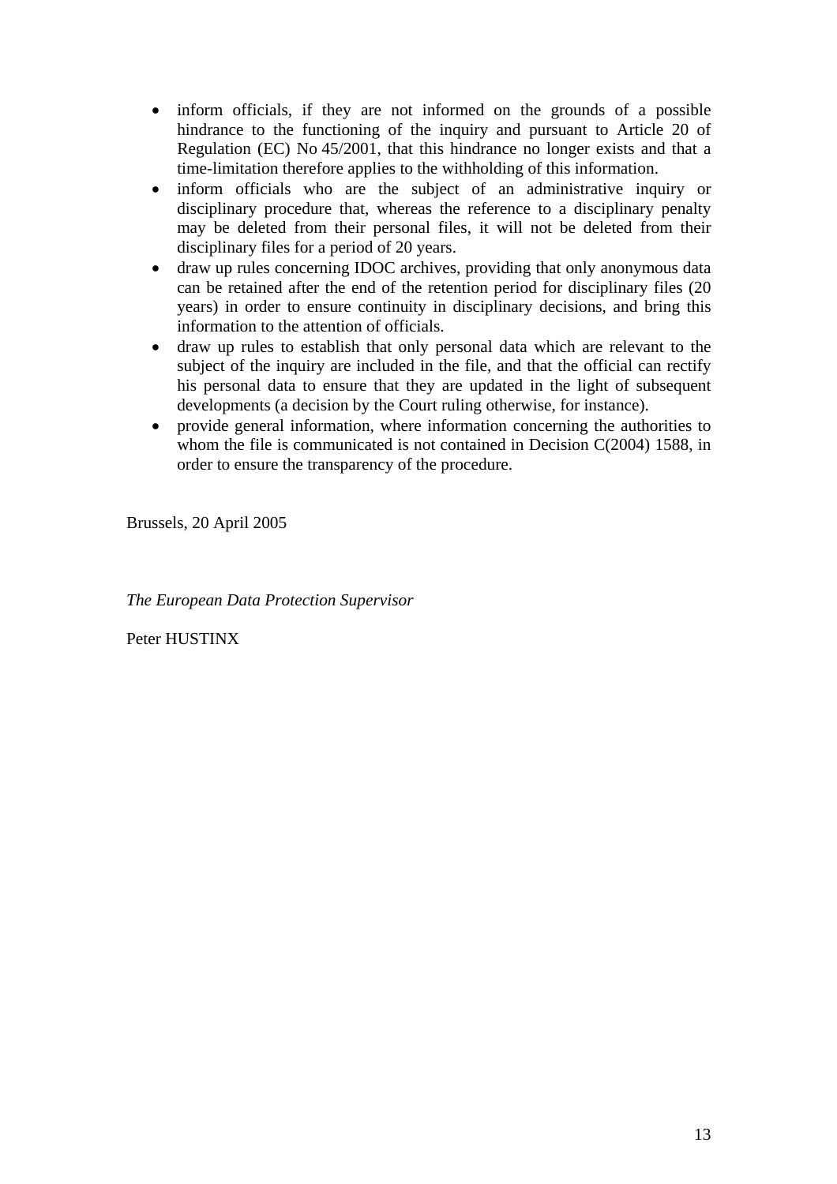- inform officials, if they are not informed on the grounds of a possible hindrance to the functioning of the inquiry and pursuant to Article 20 of Regulation (EC) No 45/2001, that this hindrance no longer exists and that a time-limitation therefore applies to the withholding of this information.
- inform officials who are the subject of an administrative inquiry or disciplinary procedure that, whereas the reference to a disciplinary penalty may be deleted from their personal files, it will not be deleted from their disciplinary files for a period of 20 years.
- draw up rules concerning IDOC archives, providing that only anonymous data can be retained after the end of the retention period for disciplinary files (20 years) in order to ensure continuity in disciplinary decisions, and bring this information to the attention of officials.
- draw up rules to establish that only personal data which are relevant to the subject of the inquiry are included in the file, and that the official can rectify his personal data to ensure that they are updated in the light of subsequent developments (a decision by the Court ruling otherwise, for instance).
- provide general information, where information concerning the authorities to whom the file is communicated is not contained in Decision C(2004) 1588, in order to ensure the transparency of the procedure.

Brussels, 20 April 2005

*The European Data Protection Supervisor*

Peter HUSTINX